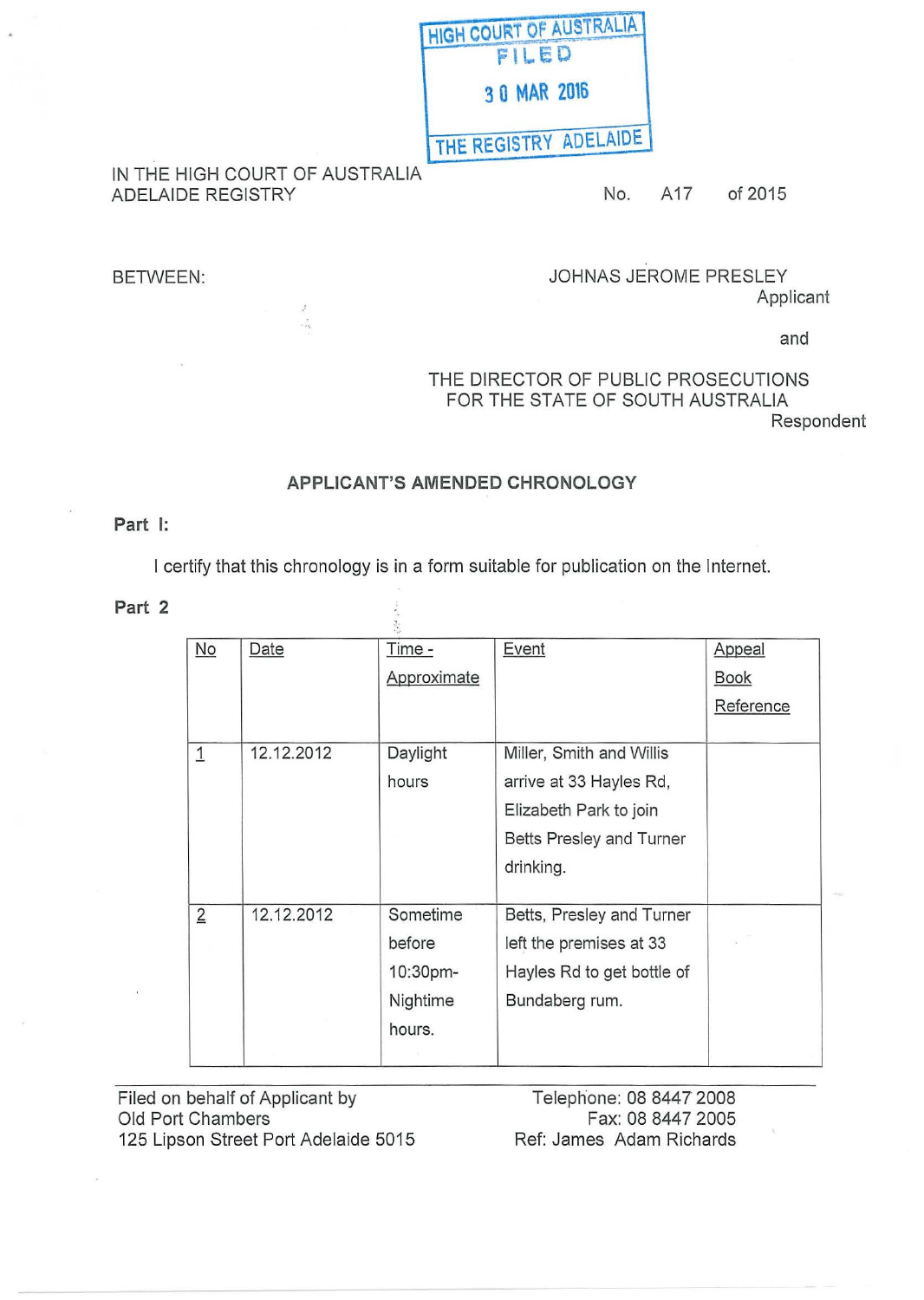HIGH COURT OF AUSTRALIA
FILED
30 MAR 2016
THE REGISTRY ADELAIDE

IN THE HIGH COURT OF AUSTRALIA
ADELAIDE REGISTRY

No. A17 of 2015

BETWEEN:

JOHNAS JEROME PRESLEY
Applicant

and

THE DIRECTOR OF PUBLIC PROSECUTIONS
FOR THE STATE OF SOUTH AUSTRALIA
Respondent

## APPLICANT'S AMENDED CHRONOLOGY

**Part I:**

I certify that this chronology is in a form suitable for publication on the Internet.

**Part 2**

| No | Date | Time - Approximate | Event | Appeal Book Reference |
|---|---|---|---|---|
| 1 | 12.12.2012 | Daylight hours | Miller, Smith and Willis arrive at 33 Hayles Rd, Elizabeth Park to join Betts Presley and Turner drinking. | |
| 2 | 12.12.2012 | Sometime before 10:30pm- Nightime hours. | Betts, Presley and Turner left the premises at 33 Hayles Rd to get bottle of Bundaberg rum. | |

Filed on behalf of Applicant by
Old Port Chambers
125 Lipson Street Port Adelaide 5015

Telephone: 08 8447 2008
Fax: 08 8447 2005
Ref: James Adam Richards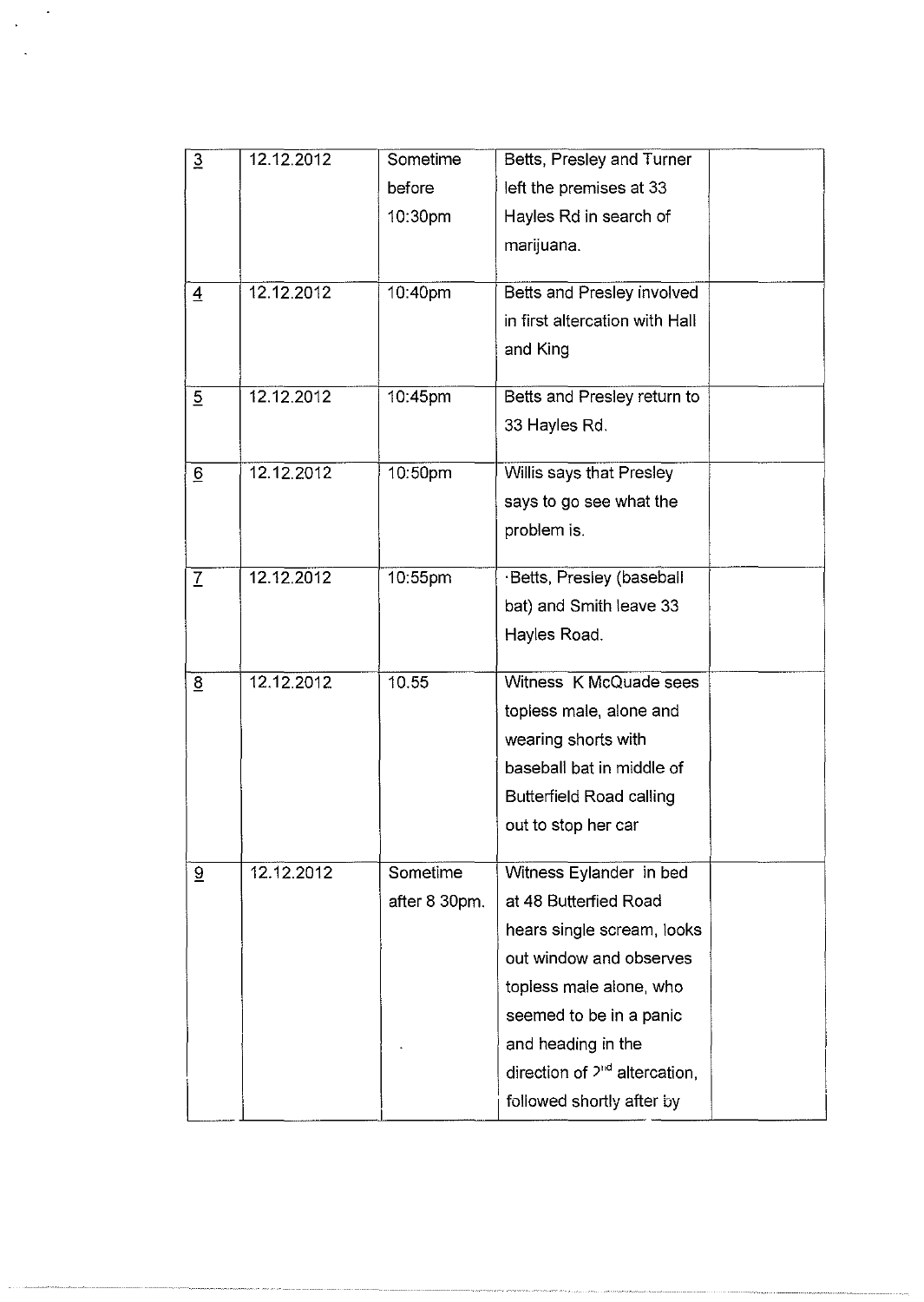| 3 | 12.12.2012 | Sometime before 10:30pm | Betts, Presley and Turner left the premises at 33 Hayles Rd in search of marijuana. | |
|---|---|---|---|---|
| 4 | 12.12.2012 | 10:40pm | Betts and Presley involved in first altercation with Hall and King | |
| 5 | 12.12.2012 | 10:45pm | Betts and Presley return to 33 Hayles Rd. | |
| 6 | 12.12.2012 | 10:50pm | Willis says that Presley says to go see what the problem is. | |
| 7 | 12.12.2012 | 10:55pm | ·Betts, Presley (baseball bat) and Smith leave 33 Hayles Road. | |
| 8 | 12.12.2012 | 10.55 | Witness K McQuade sees topless male, alone and wearing shorts with baseball bat in middle of Butterfield Road calling out to stop her car | |
| 9 | 12.12.2012 | Sometime after 8 30pm. | Witness Eylander in bed at 48 Butterfied Road hears single scream, looks out window and observes topless male alone, who seemed to be in a panic and heading in the direction of 2nd altercation, followed shortly after by | |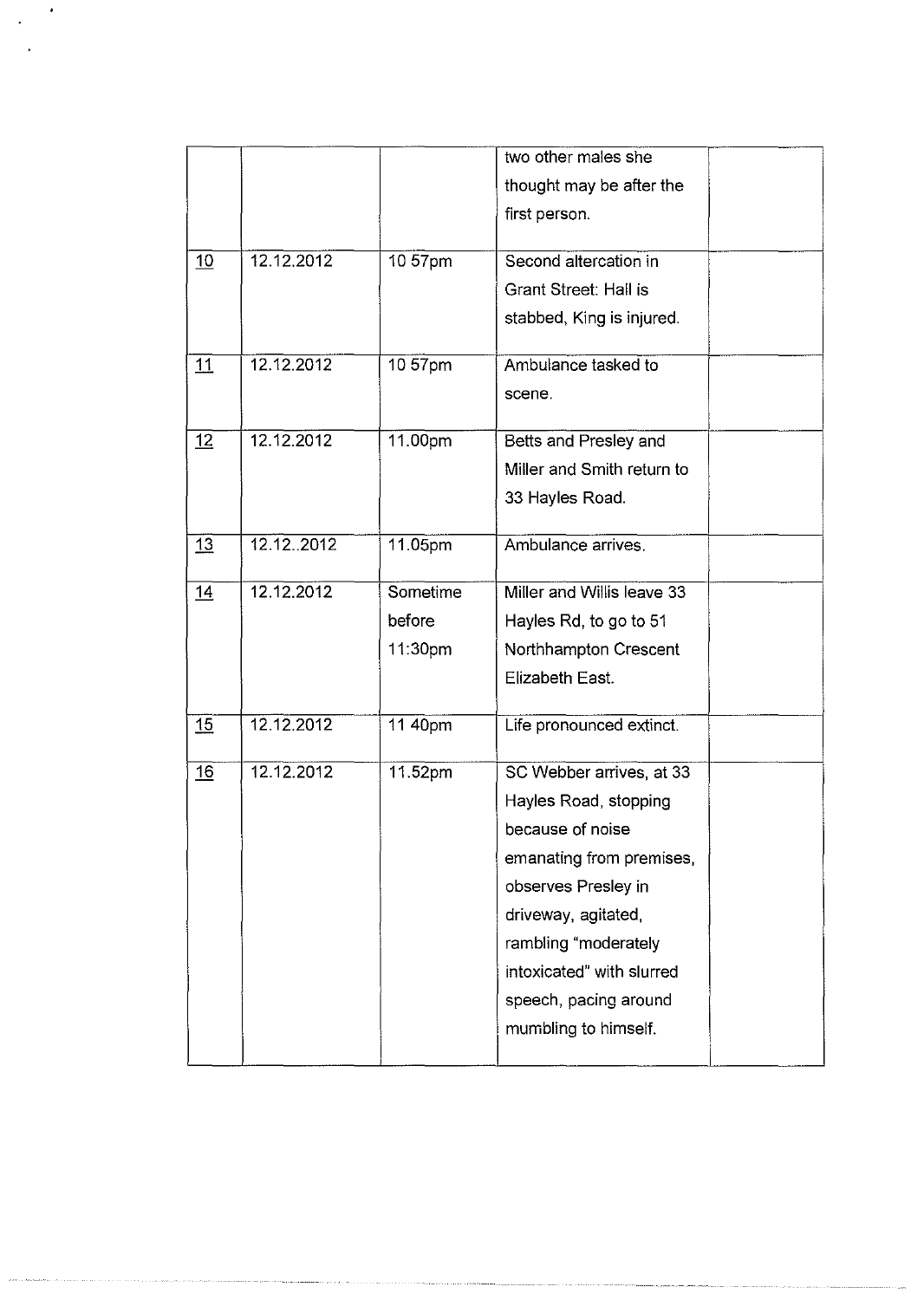| | | | | |
|---|---|---|---|---|
| | | | two other males she thought may be after the first person. | |
| 10 | 12.12.2012 | 10 57pm | Second altercation in Grant Street: Hall is stabbed, King is injured. | |
| 11 | 12.12.2012 | 10 57pm | Ambulance tasked to scene. | |
| 12 | 12.12.2012 | 11.00pm | Betts and Presley and Miller and Smith return to 33 Hayles Road. | |
| 13 | 12.12..2012 | 11.05pm | Ambulance arrives. | |
| 14 | 12.12.2012 | Sometime before 11:30pm | Miller and Willis leave 33 Hayles Rd, to go to 51 Northhampton Crescent Elizabeth East. | |
| 15 | 12.12.2012 | 11 40pm | Life pronounced extinct. | |
| 16 | 12.12.2012 | 11.52pm | SC Webber arrives, at 33 Hayles Road, stopping because of noise emanating from premises, observes Presley in driveway, agitated, rambling "moderately intoxicated" with slurred speech, pacing around mumbling to himself. | |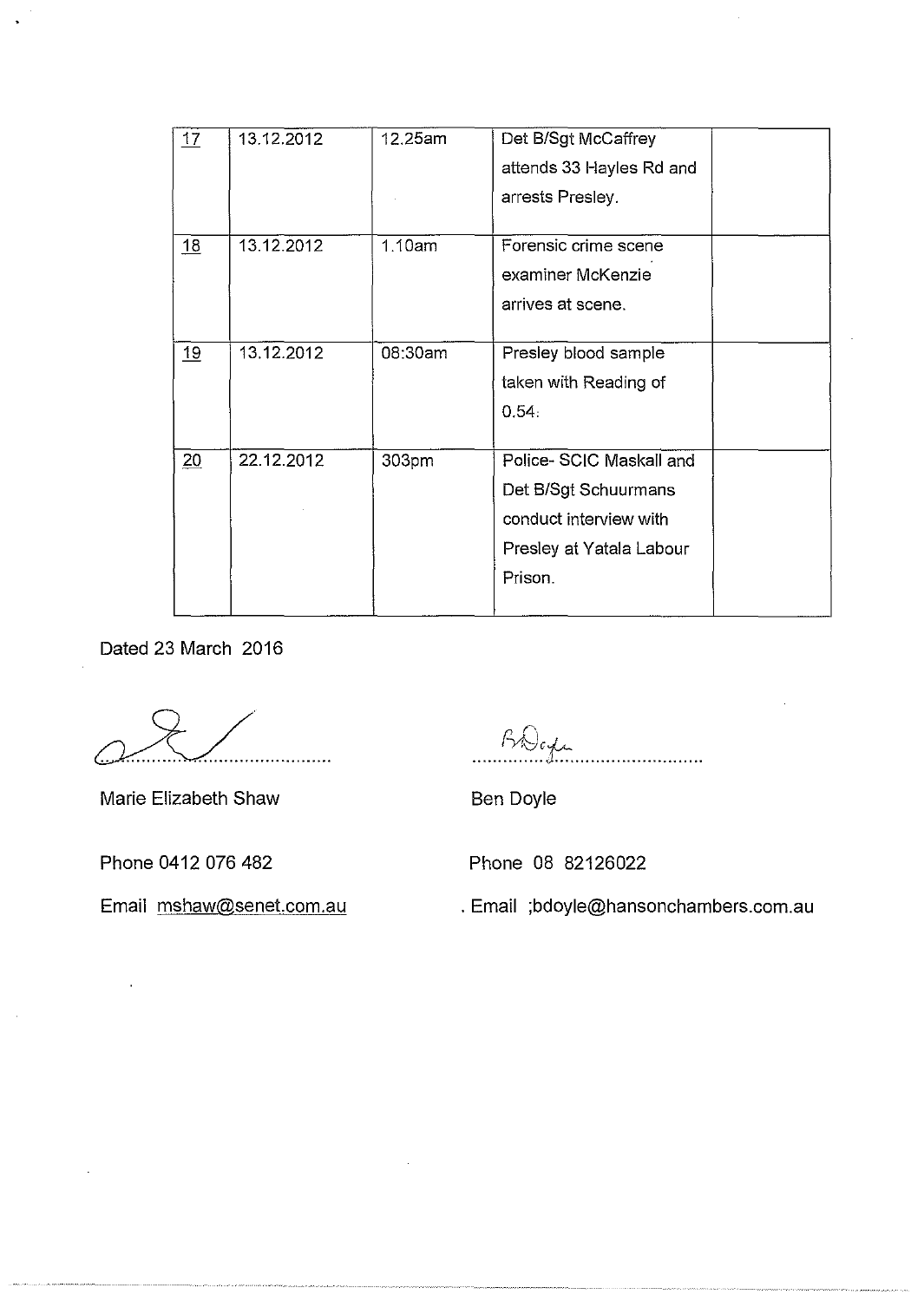| | | | | |
|---|---|---|---|---|
| 17 | 13.12.2012 | 12.25am | Det B/Sgt McCaffrey attends 33 Hayles Rd and arrests Presley. | |
| 18 | 13.12.2012 | 1.10am | Forensic crime scene examiner McKenzie arrives at scene. | |
| 19 | 13.12.2012 | 08:30am | Presley blood sample taken with Reading of 0.54. | |
| 20 | 22.12.2012 | 303pm | Police- SCIC Maskall and Det B/Sgt Schuurmans conduct interview with Presley at Yatala Labour Prison. | |

Dated 23 March 2016

Marie Elizabeth Shaw

Phone 0412 076 482

Email mshaw@senet.com.au

Ben Doyle

Phone 08 82126022

. Email ;bdoyle@hansonchambers.com.au